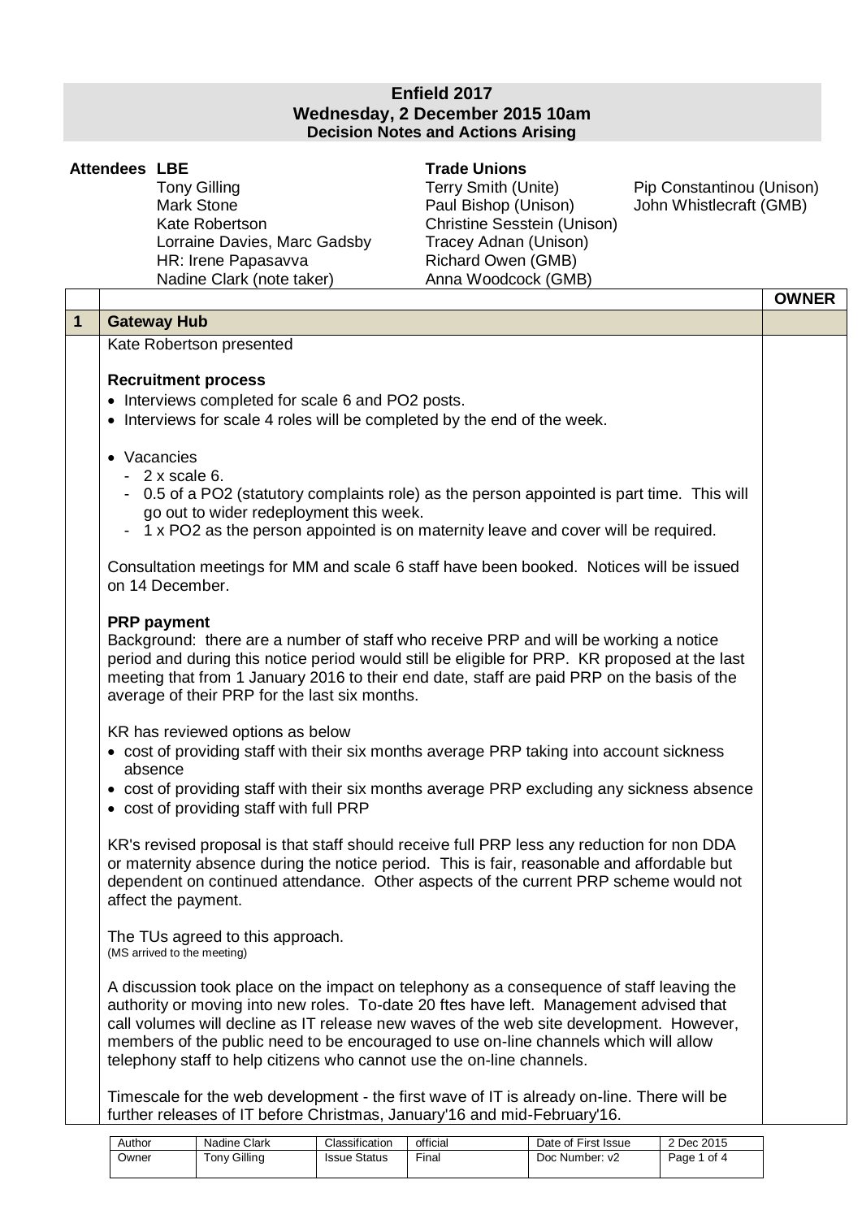# Enfield 2017
## Wednesday, 2 December 2015 10am
### Decision Notes and Actions Arising

**Attendees**

| LBE | Trade Unions | |
|---|---|---|
| Tony Gilling | Terry Smith (Unite) | Pip Constantinou (Unison) |
| Mark Stone | Paul Bishop (Unison) | John Whistlecraft (GMB) |
| Kate Robertson | Christine Sesstein (Unison) | |
| Lorraine Davies, Marc Gadsby | Tracey Adnan (Unison) | |
| HR: Irene Papasavva | Richard Owen (GMB) | |
| Nadine Clark (note taker) | Anna Woodcock (GMB) | |

| | | OWNER |
|---|---|---|
| **1** | **Gateway Hub** | |

Kate Robertson presented

**Recruitment process**

- Interviews completed for scale 6 and PO2 posts.
- Interviews for scale 4 roles will be completed by the end of the week.

- Vacancies
  - 2 x scale 6.
  - 0.5 of a PO2 (statutory complaints role) as the person appointed is part time. This will go out to wider redeployment this week.
  - 1 x PO2 as the person appointed is on maternity leave and cover will be required.

Consultation meetings for MM and scale 6 staff have been booked. Notices will be issued on 14 December.

**PRP payment**

Background: there are a number of staff who receive PRP and will be working a notice period and during this notice period would still be eligible for PRP. KR proposed at the last meeting that from 1 January 2016 to their end date, staff are paid PRP on the basis of the average of their PRP for the last six months.

KR has reviewed options as below

- cost of providing staff with their six months average PRP taking into account sickness absence
- cost of providing staff with their six months average PRP excluding any sickness absence
- cost of providing staff with full PRP

KR's revised proposal is that staff should receive full PRP less any reduction for non DDA or maternity absence during the notice period. This is fair, reasonable and affordable but dependent on continued attendance. Other aspects of the current PRP scheme would not affect the payment.

The TUs agreed to this approach.
(MS arrived to the meeting)

A discussion took place on the impact on telephony as a consequence of staff leaving the authority or moving into new roles. To-date 20 ftes have left. Management advised that call volumes will decline as IT release new waves of the web site development. However, members of the public need to be encouraged to use on-line channels which will allow telephony staff to help citizens who cannot use the on-line channels.

Timescale for the web development - the first wave of IT is already on-line. There will be further releases of IT before Christmas, January'16 and mid-February'16.

| Author | Nadine Clark | Classification | official | Date of First Issue | 2 Dec 2015 |
|---|---|---|---|---|---|
| Owner | Tony Gilling | Issue Status | Final | Doc Number: v2 | |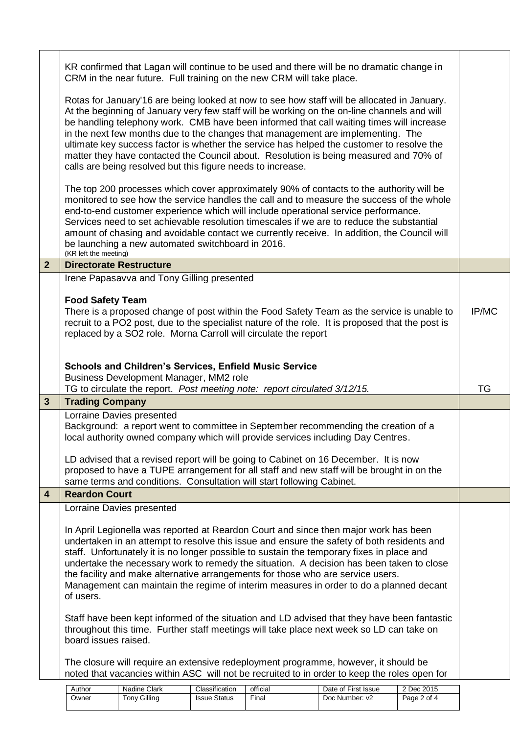| | | |
|---|---|---|
| | KR confirmed that Lagan will continue to be used and there will be no dramatic change in CRM in the near future. Full training on the new CRM will take place.<br><br>Rotas for January'16 are being looked at now to see how staff will be allocated in January. At the beginning of January very few staff will be working on the on-line channels and will be handling telephony work. CMB have been informed that call waiting times will increase in the next few months due to the changes that management are implementing. The ultimate key success factor is whether the service has helped the customer to resolve the matter they have contacted the Council about. Resolution is being measured and 70% of calls are being resolved but this figure needs to increase.<br><br>The top 200 processes which cover approximately 90% of contacts to the authority will be monitored to see how the service handles the call and to measure the success of the whole end-to-end customer experience which will include operational service performance. Services need to set achievable resolution timescales if we are to reduce the substantial amount of chasing and avoidable contact we currently receive. In addition, the Council will be launching a new automated switchboard in 2016.<br>(KR left the meeting) | |
| **2** | **Directorate Restructure** | |
| | Irene Papasavva and Tony Gilling presented<br><br>**Food Safety Team**<br>There is a proposed change of post within the Food Safety Team as the service is unable to recruit to a PO2 post, due to the specialist nature of the role. It is proposed that the post is replaced by a SO2 role. Morna Carroll will circulate the report | IP/MC |
| | **Schools and Children's Services, Enfield Music Service**<br>Business Development Manager, MM2 role<br>TG to circulate the report. *Post meeting note: report circulated 3/12/15.* | TG |
| **3** | **Trading Company** | |
| | Lorraine Davies presented<br>Background: a report went to committee in September recommending the creation of a local authority owned company which will provide services including Day Centres.<br><br>LD advised that a revised report will be going to Cabinet on 16 December. It is now proposed to have a TUPE arrangement for all staff and new staff will be brought in on the same terms and conditions. Consultation will start following Cabinet. | |
| **4** | **Reardon Court** | |
| | Lorraine Davies presented<br><br>In April Legionella was reported at Reardon Court and since then major work has been undertaken in an attempt to resolve this issue and ensure the safety of both residents and staff. Unfortunately it is no longer possible to sustain the temporary fixes in place and undertake the necessary work to remedy the situation. A decision has been taken to close the facility and make alternative arrangements for those who are service users. Management can maintain the regime of interim measures in order to do a planned decant of users.<br><br>Staff have been kept informed of the situation and LD advised that they have been fantastic throughout this time. Further staff meetings will take place next week so LD can take on board issues raised.<br><br>The closure will require an extensive redeployment programme, however, it should be noted that vacancies within ASC will not be recruited to in order to keep the roles open for | |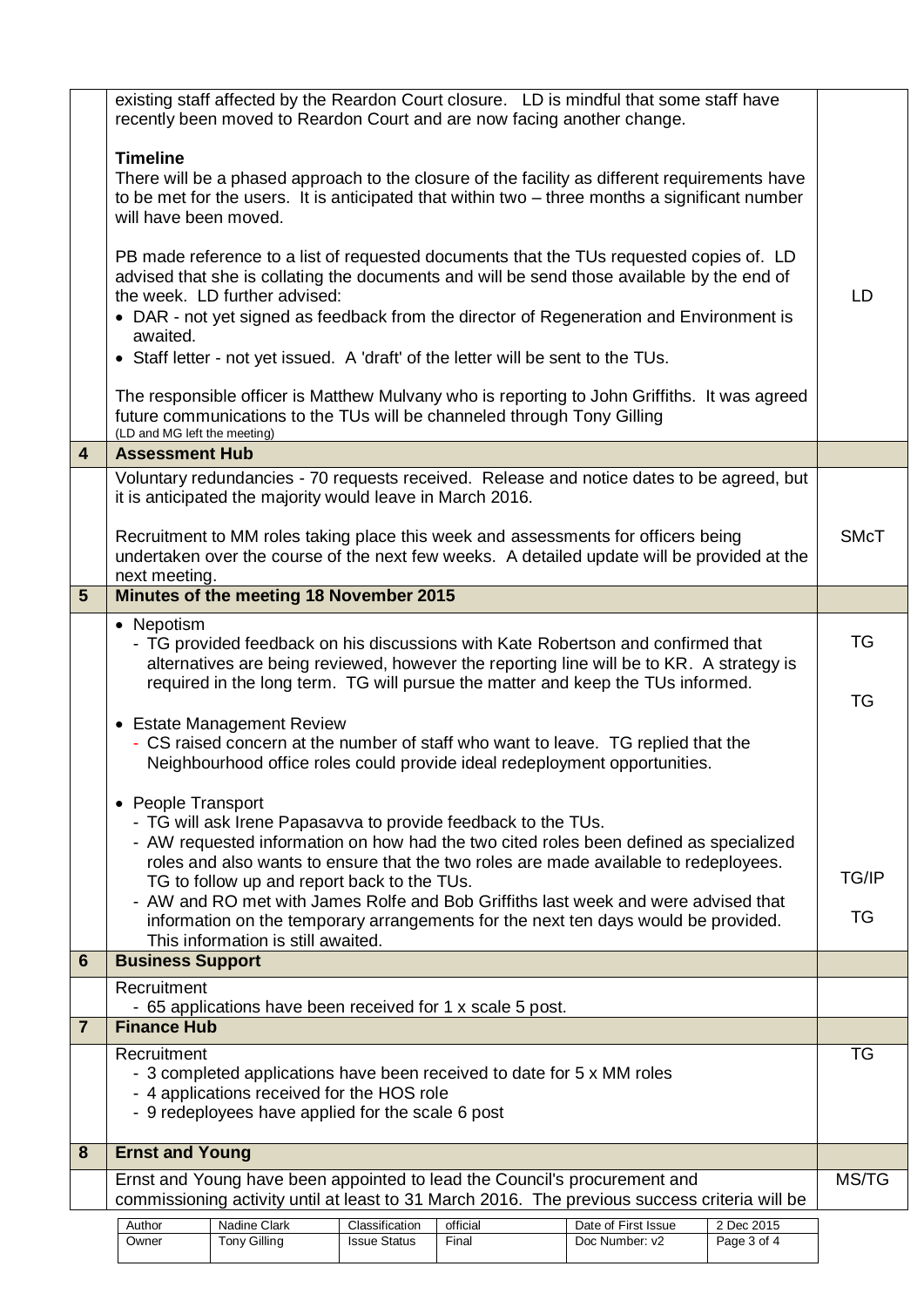| | | |
|---|---|---|
| | existing staff affected by the Reardon Court closure. LD is mindful that some staff have recently been moved to Reardon Court and are now facing another change.<br><br>**Timeline**<br>There will be a phased approach to the closure of the facility as different requirements have to be met for the users. It is anticipated that within two – three months a significant number will have been moved.<br><br>PB made reference to a list of requested documents that the TUs requested copies of. LD advised that she is collating the documents and will be send those available by the end of the week. LD further advised:<br>• DAR - not yet signed as feedback from the director of Regeneration and Environment is awaited.<br>• Staff letter - not yet issued. A 'draft' of the letter will be sent to the TUs.<br><br>The responsible officer is Matthew Mulvany who is reporting to John Griffiths. It was agreed future communications to the TUs will be channeled through Tony Gilling<br>(LD and MG left the meeting) | LD |
| **4** | **Assessment Hub** | |
| | Voluntary redundancies - 70 requests received. Release and notice dates to be agreed, but it is anticipated the majority would leave in March 2016.<br><br>Recruitment to MM roles taking place this week and assessments for officers being undertaken over the course of the next few weeks. A detailed update will be provided at the next meeting. | SMcT |
| **5** | **Minutes of the meeting 18 November 2015** | |
| | • Nepotism<br>- TG provided feedback on his discussions with Kate Robertson and confirmed that alternatives are being reviewed, however the reporting line will be to KR. A strategy is required in the long term. TG will pursue the matter and keep the TUs informed.<br><br>• Estate Management Review<br>- CS raised concern at the number of staff who want to leave. TG replied that the Neighbourhood office roles could provide ideal redeployment opportunities.<br><br>• People Transport<br>- TG will ask Irene Papasavva to provide feedback to the TUs.<br>- AW requested information on how had the two cited roles been defined as specialized roles and also wants to ensure that the two roles are made available to redeployees. TG to follow up and report back to the TUs.<br>- AW and RO met with James Rolfe and Bob Griffiths last week and were advised that information on the temporary arrangements for the next ten days would be provided. This information is still awaited. | TG<br><br>TG<br><br><br><br>TG/IP<br><br>TG |
| **6** | **Business Support** | |
| | Recruitment<br>- 65 applications have been received for 1 x scale 5 post. | |
| **7** | **Finance Hub** | |
| | Recruitment<br>- 3 completed applications have been received to date for 5 x MM roles<br>- 4 applications received for the HOS role<br>- 9 redeployees have applied for the scale 6 post | TG |
| **8** | **Ernst and Young** | |
| | Ernst and Young have been appointed to lead the Council's procurement and commissioning activity until at least to 31 March 2016. The previous success criteria will be | MS/TG |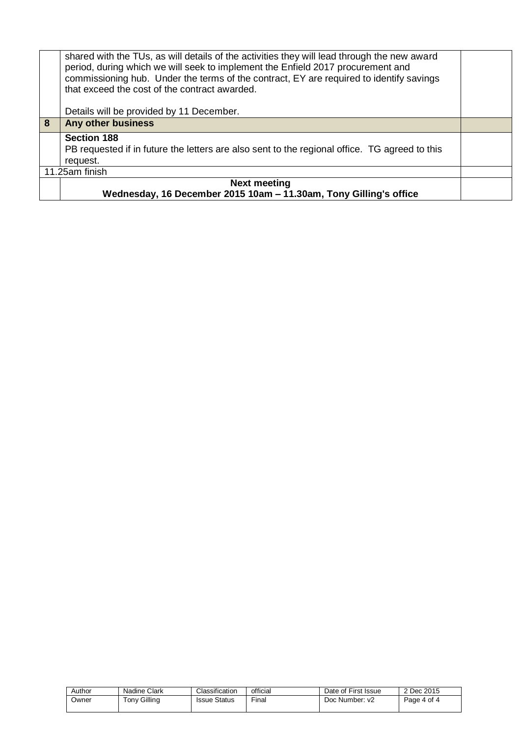| | | |
|---|---|---|
| | shared with the TUs, as will details of the activities they will lead through the new award period, during which we will seek to implement the Enfield 2017 procurement and commissioning hub. Under the terms of the contract, EY are required to identify savings that exceed the cost of the contract awarded.<br><br>Details will be provided by 11 December. | |
| **8** | **Any other business** | |
| | **Section 188**<br>PB requested if in future the letters are also sent to the regional office. TG agreed to this request. | |
| 11.25am finish | | |
| | **Next meeting**<br>**Wednesday, 16 December 2015 10am – 11.30am, Tony Gilling's office** | |

| Author | Nadine Clark | Classification | official | Date of First Issue | 2 Dec 2015 |
|---|---|---|---|---|---|
| Owner | Tony Gilling | Issue Status | Final | Doc Number: v2 | Page 4 of 4 |